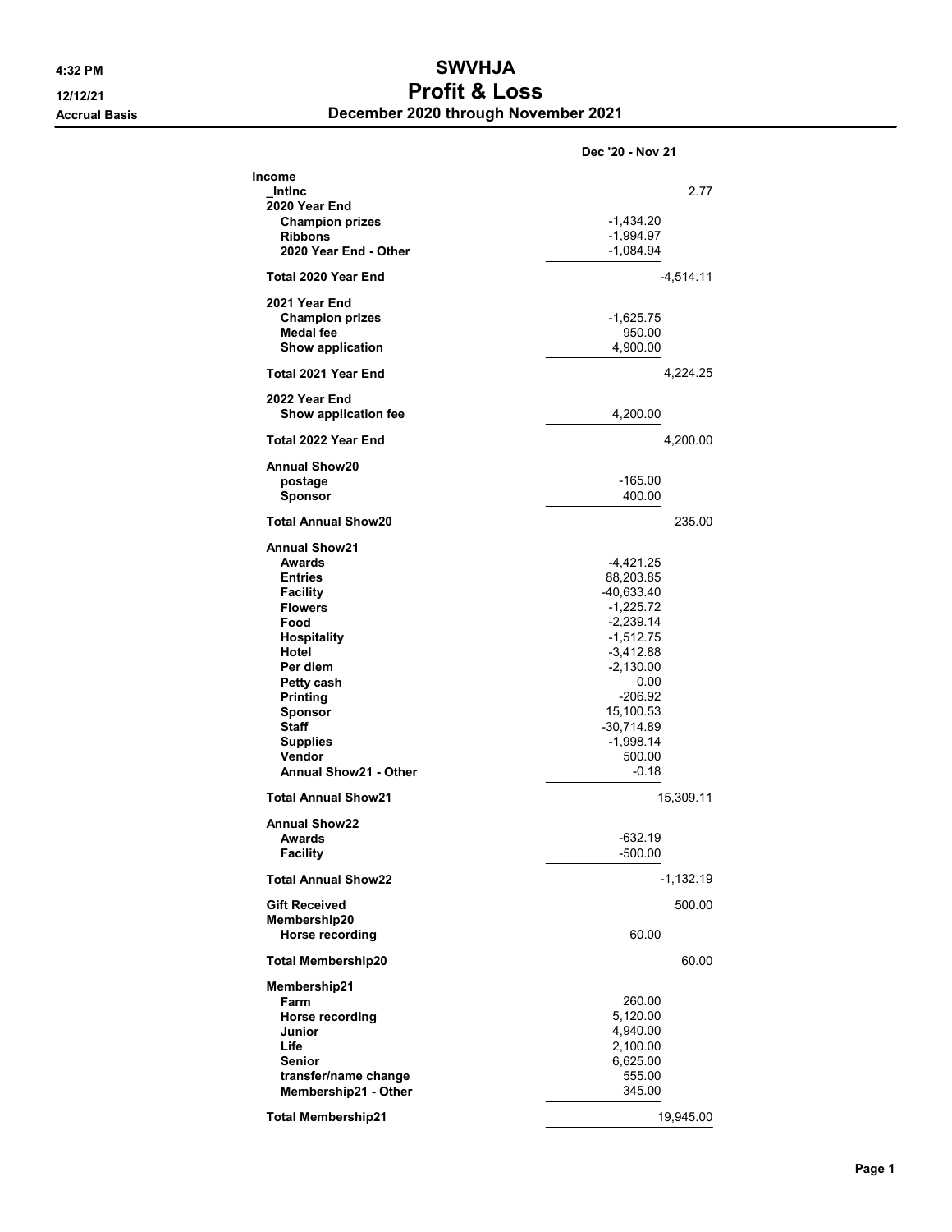# SWVHJA
## Profit & Loss
### December 2020 through November 2021

Accrual Basis

| | | Dec '20 - Nov 21 |
|---|---|---|
| **Income** | | |
| **_IntInc** | | 2.77 |
| **2020 Year End** | | |
| **Champion prizes** | -1,434.20 | |
| **Ribbons** | -1,994.97 | |
| **2020 Year End - Other** | -1,084.94 | |
| **Total 2020 Year End** | | -4,514.11 |
| **2021 Year End** | | |
| **Champion prizes** | -1,625.75 | |
| **Medal fee** | 950.00 | |
| **Show application** | 4,900.00 | |
| **Total 2021 Year End** | | 4,224.25 |
| **2022 Year End** | | |
| **Show application fee** | 4,200.00 | |
| **Total 2022 Year End** | | 4,200.00 |
| **Annual Show20** | | |
| **postage** | -165.00 | |
| **Sponsor** | 400.00 | |
| **Total Annual Show20** | | 235.00 |
| **Annual Show21** | | |
| **Awards** | -4,421.25 | |
| **Entries** | 88,203.85 | |
| **Facility** | -40,633.40 | |
| **Flowers** | -1,225.72 | |
| **Food** | -2,239.14 | |
| **Hospitality** | -1,512.75 | |
| **Hotel** | -3,412.88 | |
| **Per diem** | -2,130.00 | |
| **Petty cash** | 0.00 | |
| **Printing** | -206.92 | |
| **Sponsor** | 15,100.53 | |
| **Staff** | -30,714.89 | |
| **Supplies** | -1,998.14 | |
| **Vendor** | 500.00 | |
| **Annual Show21 - Other** | -0.18 | |
| **Total Annual Show21** | | 15,309.11 |
| **Annual Show22** | | |
| **Awards** | -632.19 | |
| **Facility** | -500.00 | |
| **Total Annual Show22** | | -1,132.19 |
| **Gift Received** | | 500.00 |
| **Membership20** | | |
| **Horse recording** | 60.00 | |
| **Total Membership20** | | 60.00 |
| **Membership21** | | |
| **Farm** | 260.00 | |
| **Horse recording** | 5,120.00 | |
| **Junior** | 4,940.00 | |
| **Life** | 2,100.00 | |
| **Senior** | 6,625.00 | |
| **transfer/name change** | 555.00 | |
| **Membership21 - Other** | 345.00 | |
| **Total Membership21** | | 19,945.00 |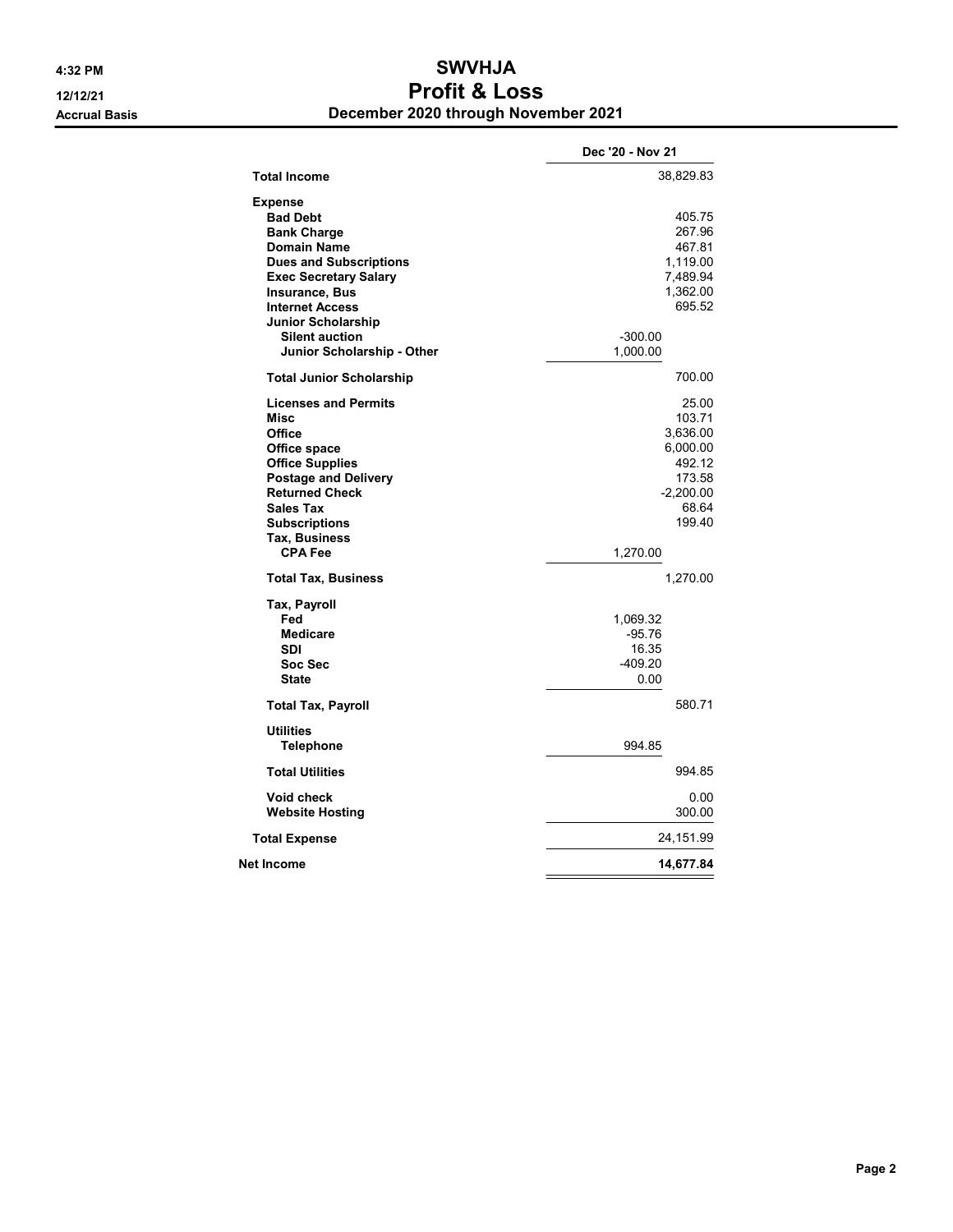# SWVHJA
# Profit & Loss
## December 2020 through November 2021

4:32 PM
12/12/21
Accrual Basis

| | | Dec '20 - Nov 21 |
|---|---|---|
| **Total Income** | | 38,829.83 |
| **Expense** | | |
| **Bad Debt** | | 405.75 |
| **Bank Charge** | | 267.96 |
| **Domain Name** | | 467.81 |
| **Dues and Subscriptions** | | 1,119.00 |
| **Exec Secretary Salary** | | 7,489.94 |
| **Insurance, Bus** | | 1,362.00 |
| **Internet Access** | | 695.52 |
| **Junior Scholarship** | | |
| **Silent auction** | -300.00 | |
| **Junior Scholarship - Other** | 1,000.00 | |
| **Total Junior Scholarship** | | 700.00 |
| **Licenses and Permits** | | 25.00 |
| **Misc** | | 103.71 |
| **Office** | | 3,636.00 |
| **Office space** | | 6,000.00 |
| **Office Supplies** | | 492.12 |
| **Postage and Delivery** | | 173.58 |
| **Returned Check** | | -2,200.00 |
| **Sales Tax** | | 68.64 |
| **Subscriptions** | | 199.40 |
| **Tax, Business** | | |
| **CPA Fee** | 1,270.00 | |
| **Total Tax, Business** | | 1,270.00 |
| **Tax, Payroll** | | |
| **Fed** | 1,069.32 | |
| **Medicare** | -95.76 | |
| **SDI** | 16.35 | |
| **Soc Sec** | -409.20 | |
| **State** | 0.00 | |
| **Total Tax, Payroll** | | 580.71 |
| **Utilities** | | |
| **Telephone** | 994.85 | |
| **Total Utilities** | | 994.85 |
| **Void check** | | 0.00 |
| **Website Hosting** | | 300.00 |
| **Total Expense** | | 24,151.99 |
| **Net Income** | | **14,677.84** |